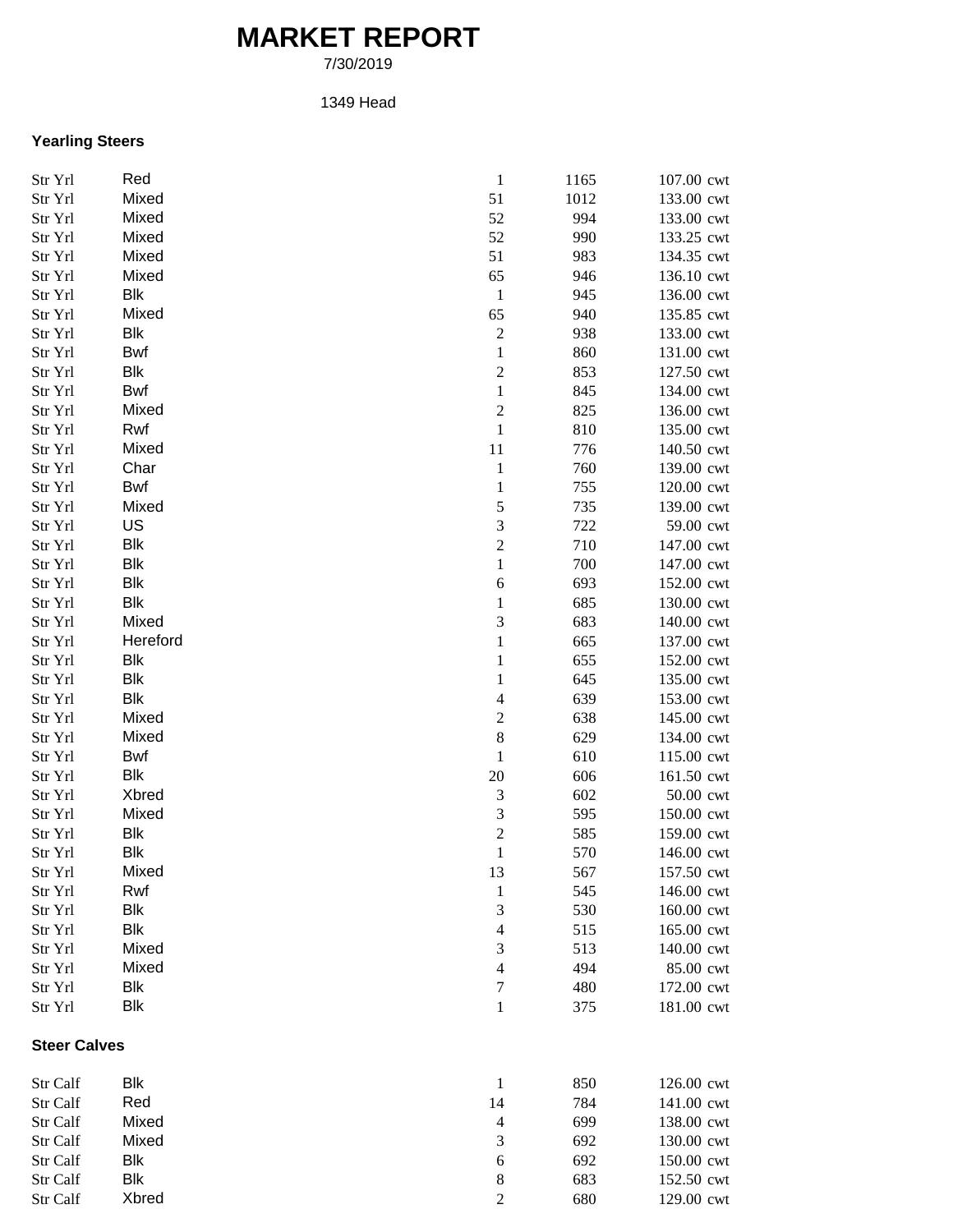# MARKET REPORT

7/30/2019

1349 Head

### Yearling Steers

| | | | | |
|---|---|---|---|---|
| Str Yrl | Red | 1 | 1165 | 107.00 cwt |
| Str Yrl | Mixed | 51 | 1012 | 133.00 cwt |
| Str Yrl | Mixed | 52 | 994 | 133.00 cwt |
| Str Yrl | Mixed | 52 | 990 | 133.25 cwt |
| Str Yrl | Mixed | 51 | 983 | 134.35 cwt |
| Str Yrl | Mixed | 65 | 946 | 136.10 cwt |
| Str Yrl | Blk | 1 | 945 | 136.00 cwt |
| Str Yrl | Mixed | 65 | 940 | 135.85 cwt |
| Str Yrl | Blk | 2 | 938 | 133.00 cwt |
| Str Yrl | Bwf | 1 | 860 | 131.00 cwt |
| Str Yrl | Blk | 2 | 853 | 127.50 cwt |
| Str Yrl | Bwf | 1 | 845 | 134.00 cwt |
| Str Yrl | Mixed | 2 | 825 | 136.00 cwt |
| Str Yrl | Rwf | 1 | 810 | 135.00 cwt |
| Str Yrl | Mixed | 11 | 776 | 140.50 cwt |
| Str Yrl | Char | 1 | 760 | 139.00 cwt |
| Str Yrl | Bwf | 1 | 755 | 120.00 cwt |
| Str Yrl | Mixed | 5 | 735 | 139.00 cwt |
| Str Yrl | US | 3 | 722 | 59.00 cwt |
| Str Yrl | Blk | 2 | 710 | 147.00 cwt |
| Str Yrl | Blk | 1 | 700 | 147.00 cwt |
| Str Yrl | Blk | 6 | 693 | 152.00 cwt |
| Str Yrl | Blk | 1 | 685 | 130.00 cwt |
| Str Yrl | Mixed | 3 | 683 | 140.00 cwt |
| Str Yrl | Hereford | 1 | 665 | 137.00 cwt |
| Str Yrl | Blk | 1 | 655 | 152.00 cwt |
| Str Yrl | Blk | 1 | 645 | 135.00 cwt |
| Str Yrl | Blk | 4 | 639 | 153.00 cwt |
| Str Yrl | Mixed | 2 | 638 | 145.00 cwt |
| Str Yrl | Mixed | 8 | 629 | 134.00 cwt |
| Str Yrl | Bwf | 1 | 610 | 115.00 cwt |
| Str Yrl | Blk | 20 | 606 | 161.50 cwt |
| Str Yrl | Xbred | 3 | 602 | 50.00 cwt |
| Str Yrl | Mixed | 3 | 595 | 150.00 cwt |
| Str Yrl | Blk | 2 | 585 | 159.00 cwt |
| Str Yrl | Blk | 1 | 570 | 146.00 cwt |
| Str Yrl | Mixed | 13 | 567 | 157.50 cwt |
| Str Yrl | Rwf | 1 | 545 | 146.00 cwt |
| Str Yrl | Blk | 3 | 530 | 160.00 cwt |
| Str Yrl | Blk | 4 | 515 | 165.00 cwt |
| Str Yrl | Mixed | 3 | 513 | 140.00 cwt |
| Str Yrl | Mixed | 4 | 494 | 85.00 cwt |
| Str Yrl | Blk | 7 | 480 | 172.00 cwt |
| Str Yrl | Blk | 1 | 375 | 181.00 cwt |

### Steer Calves

| | | | | |
|---|---|---|---|---|
| Str Calf | Blk | 1 | 850 | 126.00 cwt |
| Str Calf | Red | 14 | 784 | 141.00 cwt |
| Str Calf | Mixed | 4 | 699 | 138.00 cwt |
| Str Calf | Mixed | 3 | 692 | 130.00 cwt |
| Str Calf | Blk | 6 | 692 | 150.00 cwt |
| Str Calf | Blk | 8 | 683 | 152.50 cwt |
| Str Calf | Xbred | 2 | 680 | 129.00 cwt |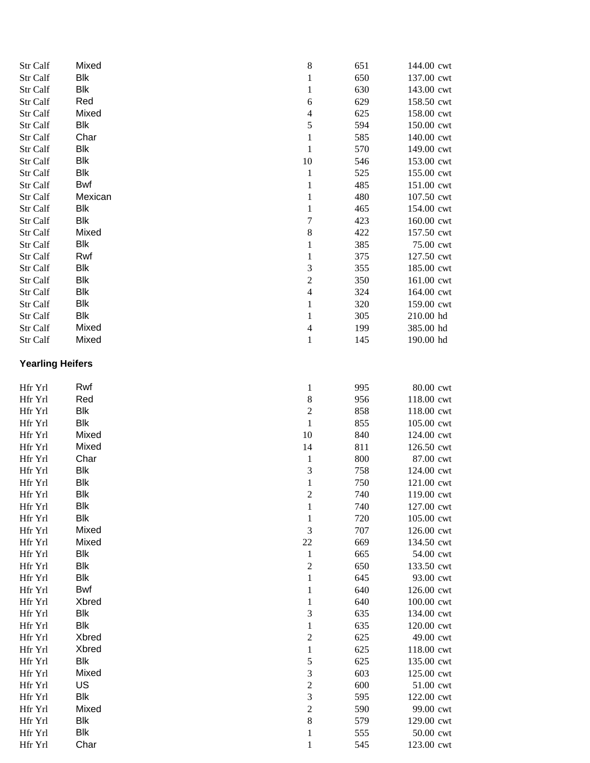| | | | | |
|---|---|---|---|---|
| Str Calf | Mixed | 8 | 651 | 144.00 cwt |
| Str Calf | Blk | 1 | 650 | 137.00 cwt |
| Str Calf | Blk | 1 | 630 | 143.00 cwt |
| Str Calf | Red | 6 | 629 | 158.50 cwt |
| Str Calf | Mixed | 4 | 625 | 158.00 cwt |
| Str Calf | Blk | 5 | 594 | 150.00 cwt |
| Str Calf | Char | 1 | 585 | 140.00 cwt |
| Str Calf | Blk | 1 | 570 | 149.00 cwt |
| Str Calf | Blk | 10 | 546 | 153.00 cwt |
| Str Calf | Blk | 1 | 525 | 155.00 cwt |
| Str Calf | Bwf | 1 | 485 | 151.00 cwt |
| Str Calf | Mexican | 1 | 480 | 107.50 cwt |
| Str Calf | Blk | 1 | 465 | 154.00 cwt |
| Str Calf | Blk | 7 | 423 | 160.00 cwt |
| Str Calf | Mixed | 8 | 422 | 157.50 cwt |
| Str Calf | Blk | 1 | 385 | 75.00 cwt |
| Str Calf | Rwf | 1 | 375 | 127.50 cwt |
| Str Calf | Blk | 3 | 355 | 185.00 cwt |
| Str Calf | Blk | 2 | 350 | 161.00 cwt |
| Str Calf | Blk | 4 | 324 | 164.00 cwt |
| Str Calf | Blk | 1 | 320 | 159.00 cwt |
| Str Calf | Blk | 1 | 305 | 210.00 hd |
| Str Calf | Mixed | 4 | 199 | 385.00 hd |
| Str Calf | Mixed | 1 | 145 | 190.00 hd |

**Yearling Heifers**

| | | | | |
|---|---|---|---|---|
| Hfr Yrl | Rwf | 1 | 995 | 80.00 cwt |
| Hfr Yrl | Red | 8 | 956 | 118.00 cwt |
| Hfr Yrl | Blk | 2 | 858 | 118.00 cwt |
| Hfr Yrl | Blk | 1 | 855 | 105.00 cwt |
| Hfr Yrl | Mixed | 10 | 840 | 124.00 cwt |
| Hfr Yrl | Mixed | 14 | 811 | 126.50 cwt |
| Hfr Yrl | Char | 1 | 800 | 87.00 cwt |
| Hfr Yrl | Blk | 3 | 758 | 124.00 cwt |
| Hfr Yrl | Blk | 1 | 750 | 121.00 cwt |
| Hfr Yrl | Blk | 2 | 740 | 119.00 cwt |
| Hfr Yrl | Blk | 1 | 740 | 127.00 cwt |
| Hfr Yrl | Blk | 1 | 720 | 105.00 cwt |
| Hfr Yrl | Mixed | 3 | 707 | 126.00 cwt |
| Hfr Yrl | Mixed | 22 | 669 | 134.50 cwt |
| Hfr Yrl | Blk | 1 | 665 | 54.00 cwt |
| Hfr Yrl | Blk | 2 | 650 | 133.50 cwt |
| Hfr Yrl | Blk | 1 | 645 | 93.00 cwt |
| Hfr Yrl | Bwf | 1 | 640 | 126.00 cwt |
| Hfr Yrl | Xbred | 1 | 640 | 100.00 cwt |
| Hfr Yrl | Blk | 3 | 635 | 134.00 cwt |
| Hfr Yrl | Blk | 1 | 635 | 120.00 cwt |
| Hfr Yrl | Xbred | 2 | 625 | 49.00 cwt |
| Hfr Yrl | Xbred | 1 | 625 | 118.00 cwt |
| Hfr Yrl | Blk | 5 | 625 | 135.00 cwt |
| Hfr Yrl | Mixed | 3 | 603 | 125.00 cwt |
| Hfr Yrl | US | 2 | 600 | 51.00 cwt |
| Hfr Yrl | Blk | 3 | 595 | 122.00 cwt |
| Hfr Yrl | Mixed | 2 | 590 | 99.00 cwt |
| Hfr Yrl | Blk | 8 | 579 | 129.00 cwt |
| Hfr Yrl | Blk | 1 | 555 | 50.00 cwt |
| Hfr Yrl | Char | 1 | 545 | 123.00 cwt |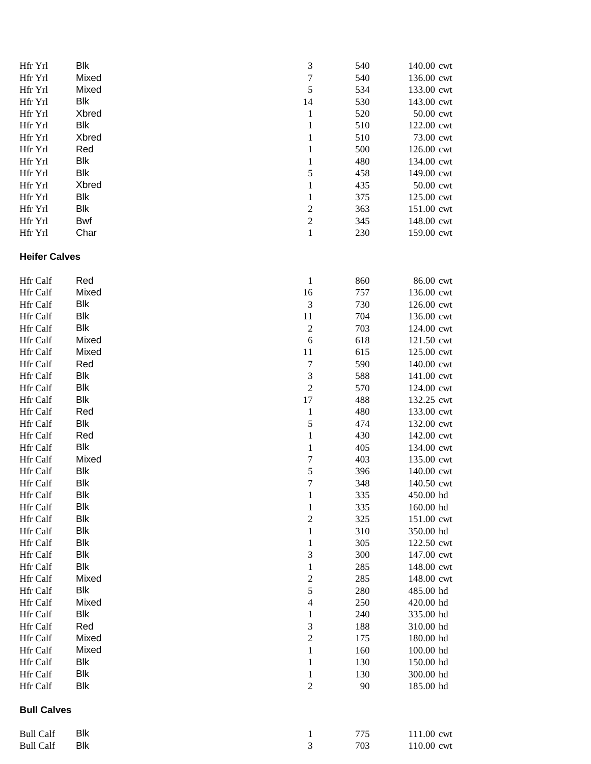| | | | | |
|---|---|---|---|---|
| Hfr Yrl | Blk | 3 | 540 | 140.00 cwt |
| Hfr Yrl | Mixed | 7 | 540 | 136.00 cwt |
| Hfr Yrl | Mixed | 5 | 534 | 133.00 cwt |
| Hfr Yrl | Blk | 14 | 530 | 143.00 cwt |
| Hfr Yrl | Xbred | 1 | 520 | 50.00 cwt |
| Hfr Yrl | Blk | 1 | 510 | 122.00 cwt |
| Hfr Yrl | Xbred | 1 | 510 | 73.00 cwt |
| Hfr Yrl | Red | 1 | 500 | 126.00 cwt |
| Hfr Yrl | Blk | 1 | 480 | 134.00 cwt |
| Hfr Yrl | Blk | 5 | 458 | 149.00 cwt |
| Hfr Yrl | Xbred | 1 | 435 | 50.00 cwt |
| Hfr Yrl | Blk | 1 | 375 | 125.00 cwt |
| Hfr Yrl | Blk | 2 | 363 | 151.00 cwt |
| Hfr Yrl | Bwf | 2 | 345 | 148.00 cwt |
| Hfr Yrl | Char | 1 | 230 | 159.00 cwt |

**Heifer Calves**

| | | | | |
|---|---|---|---|---|
| Hfr Calf | Red | 1 | 860 | 86.00 cwt |
| Hfr Calf | Mixed | 16 | 757 | 136.00 cwt |
| Hfr Calf | Blk | 3 | 730 | 126.00 cwt |
| Hfr Calf | Blk | 11 | 704 | 136.00 cwt |
| Hfr Calf | Blk | 2 | 703 | 124.00 cwt |
| Hfr Calf | Mixed | 6 | 618 | 121.50 cwt |
| Hfr Calf | Mixed | 11 | 615 | 125.00 cwt |
| Hfr Calf | Red | 7 | 590 | 140.00 cwt |
| Hfr Calf | Blk | 3 | 588 | 141.00 cwt |
| Hfr Calf | Blk | 2 | 570 | 124.00 cwt |
| Hfr Calf | Blk | 17 | 488 | 132.25 cwt |
| Hfr Calf | Red | 1 | 480 | 133.00 cwt |
| Hfr Calf | Blk | 5 | 474 | 132.00 cwt |
| Hfr Calf | Red | 1 | 430 | 142.00 cwt |
| Hfr Calf | Blk | 1 | 405 | 134.00 cwt |
| Hfr Calf | Mixed | 7 | 403 | 135.00 cwt |
| Hfr Calf | Blk | 5 | 396 | 140.00 cwt |
| Hfr Calf | Blk | 7 | 348 | 140.50 cwt |
| Hfr Calf | Blk | 1 | 335 | 450.00 hd |
| Hfr Calf | Blk | 1 | 335 | 160.00 hd |
| Hfr Calf | Blk | 2 | 325 | 151.00 cwt |
| Hfr Calf | Blk | 1 | 310 | 350.00 hd |
| Hfr Calf | Blk | 1 | 305 | 122.50 cwt |
| Hfr Calf | Blk | 3 | 300 | 147.00 cwt |
| Hfr Calf | Blk | 1 | 285 | 148.00 cwt |
| Hfr Calf | Mixed | 2 | 285 | 148.00 cwt |
| Hfr Calf | Blk | 5 | 280 | 485.00 hd |
| Hfr Calf | Mixed | 4 | 250 | 420.00 hd |
| Hfr Calf | Blk | 1 | 240 | 335.00 hd |
| Hfr Calf | Red | 3 | 188 | 310.00 hd |
| Hfr Calf | Mixed | 2 | 175 | 180.00 hd |
| Hfr Calf | Mixed | 1 | 160 | 100.00 hd |
| Hfr Calf | Blk | 1 | 130 | 150.00 hd |
| Hfr Calf | Blk | 1 | 130 | 300.00 hd |
| Hfr Calf | Blk | 2 | 90 | 185.00 hd |

**Bull Calves**

| | | | | |
|---|---|---|---|---|
| Bull Calf | Blk | 1 | 775 | 111.00 cwt |
| Bull Calf | Blk | 3 | 703 | 110.00 cwt |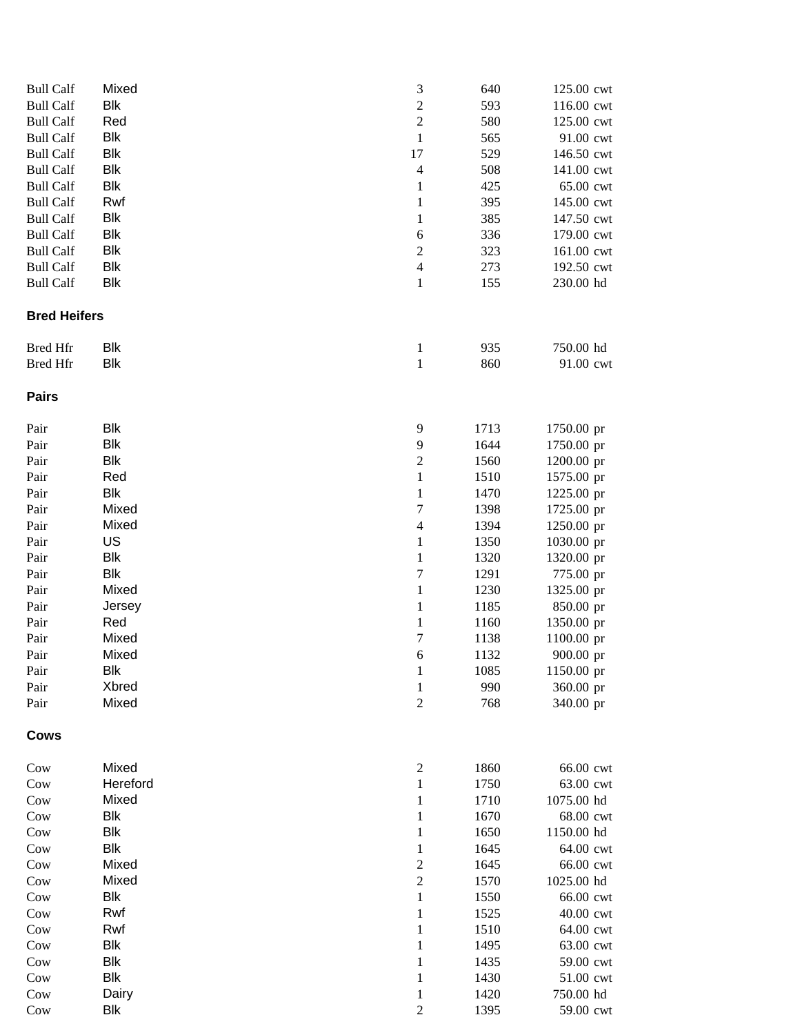| | | | | | |
|---|---|---|---|---|---|
| Bull Calf | Mixed | 3 | 640 | 125.00 | cwt |
| Bull Calf | Blk | 2 | 593 | 116.00 | cwt |
| Bull Calf | Red | 2 | 580 | 125.00 | cwt |
| Bull Calf | Blk | 1 | 565 | 91.00 | cwt |
| Bull Calf | Blk | 17 | 529 | 146.50 | cwt |
| Bull Calf | Blk | 4 | 508 | 141.00 | cwt |
| Bull Calf | Blk | 1 | 425 | 65.00 | cwt |
| Bull Calf | Rwf | 1 | 395 | 145.00 | cwt |
| Bull Calf | Blk | 1 | 385 | 147.50 | cwt |
| Bull Calf | Blk | 6 | 336 | 179.00 | cwt |
| Bull Calf | Blk | 2 | 323 | 161.00 | cwt |
| Bull Calf | Blk | 4 | 273 | 192.50 | cwt |
| Bull Calf | Blk | 1 | 155 | 230.00 | hd |

**Bred Heifers**

| | | | | | |
|---|---|---|---|---|---|
| Bred Hfr | Blk | 1 | 935 | 750.00 | hd |
| Bred Hfr | Blk | 1 | 860 | 91.00 | cwt |

**Pairs**

| | | | | | |
|---|---|---|---|---|---|
| Pair | Blk | 9 | 1713 | 1750.00 | pr |
| Pair | Blk | 9 | 1644 | 1750.00 | pr |
| Pair | Blk | 2 | 1560 | 1200.00 | pr |
| Pair | Red | 1 | 1510 | 1575.00 | pr |
| Pair | Blk | 1 | 1470 | 1225.00 | pr |
| Pair | Mixed | 7 | 1398 | 1725.00 | pr |
| Pair | Mixed | 4 | 1394 | 1250.00 | pr |
| Pair | US | 1 | 1350 | 1030.00 | pr |
| Pair | Blk | 1 | 1320 | 1320.00 | pr |
| Pair | Blk | 7 | 1291 | 775.00 | pr |
| Pair | Mixed | 1 | 1230 | 1325.00 | pr |
| Pair | Jersey | 1 | 1185 | 850.00 | pr |
| Pair | Red | 1 | 1160 | 1350.00 | pr |
| Pair | Mixed | 7 | 1138 | 1100.00 | pr |
| Pair | Mixed | 6 | 1132 | 900.00 | pr |
| Pair | Blk | 1 | 1085 | 1150.00 | pr |
| Pair | Xbred | 1 | 990 | 360.00 | pr |
| Pair | Mixed | 2 | 768 | 340.00 | pr |

**Cows**

| | | | | | |
|---|---|---|---|---|---|
| Cow | Mixed | 2 | 1860 | 66.00 | cwt |
| Cow | Hereford | 1 | 1750 | 63.00 | cwt |
| Cow | Mixed | 1 | 1710 | 1075.00 | hd |
| Cow | Blk | 1 | 1670 | 68.00 | cwt |
| Cow | Blk | 1 | 1650 | 1150.00 | hd |
| Cow | Blk | 1 | 1645 | 64.00 | cwt |
| Cow | Mixed | 2 | 1645 | 66.00 | cwt |
| Cow | Mixed | 2 | 1570 | 1025.00 | hd |
| Cow | Blk | 1 | 1550 | 66.00 | cwt |
| Cow | Rwf | 1 | 1525 | 40.00 | cwt |
| Cow | Rwf | 1 | 1510 | 64.00 | cwt |
| Cow | Blk | 1 | 1495 | 63.00 | cwt |
| Cow | Blk | 1 | 1435 | 59.00 | cwt |
| Cow | Blk | 1 | 1430 | 51.00 | cwt |
| Cow | Dairy | 1 | 1420 | 750.00 | hd |
| Cow | Blk | 2 | 1395 | 59.00 | cwt |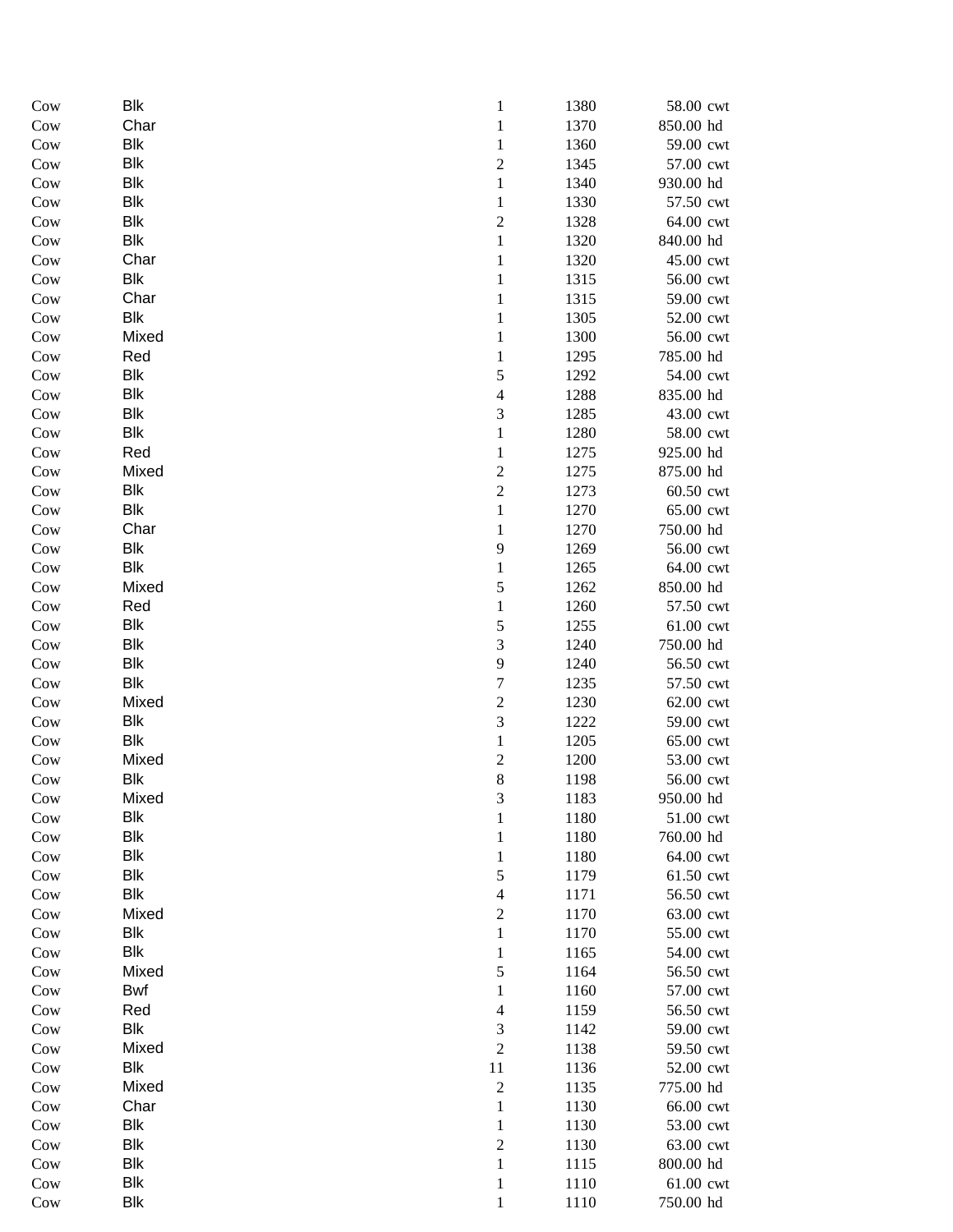| | | | | | |
|---|---|---|---|---|---|
| Cow | Blk | 1 | 1380 | 58.00 | cwt |
| Cow | Char | 1 | 1370 | 850.00 | hd |
| Cow | Blk | 1 | 1360 | 59.00 | cwt |
| Cow | Blk | 2 | 1345 | 57.00 | cwt |
| Cow | Blk | 1 | 1340 | 930.00 | hd |
| Cow | Blk | 1 | 1330 | 57.50 | cwt |
| Cow | Blk | 2 | 1328 | 64.00 | cwt |
| Cow | Blk | 1 | 1320 | 840.00 | hd |
| Cow | Char | 1 | 1320 | 45.00 | cwt |
| Cow | Blk | 1 | 1315 | 56.00 | cwt |
| Cow | Char | 1 | 1315 | 59.00 | cwt |
| Cow | Blk | 1 | 1305 | 52.00 | cwt |
| Cow | Mixed | 1 | 1300 | 56.00 | cwt |
| Cow | Red | 1 | 1295 | 785.00 | hd |
| Cow | Blk | 5 | 1292 | 54.00 | cwt |
| Cow | Blk | 4 | 1288 | 835.00 | hd |
| Cow | Blk | 3 | 1285 | 43.00 | cwt |
| Cow | Blk | 1 | 1280 | 58.00 | cwt |
| Cow | Red | 1 | 1275 | 925.00 | hd |
| Cow | Mixed | 2 | 1275 | 875.00 | hd |
| Cow | Blk | 2 | 1273 | 60.50 | cwt |
| Cow | Blk | 1 | 1270 | 65.00 | cwt |
| Cow | Char | 1 | 1270 | 750.00 | hd |
| Cow | Blk | 9 | 1269 | 56.00 | cwt |
| Cow | Blk | 1 | 1265 | 64.00 | cwt |
| Cow | Mixed | 5 | 1262 | 850.00 | hd |
| Cow | Red | 1 | 1260 | 57.50 | cwt |
| Cow | Blk | 5 | 1255 | 61.00 | cwt |
| Cow | Blk | 3 | 1240 | 750.00 | hd |
| Cow | Blk | 9 | 1240 | 56.50 | cwt |
| Cow | Blk | 7 | 1235 | 57.50 | cwt |
| Cow | Mixed | 2 | 1230 | 62.00 | cwt |
| Cow | Blk | 3 | 1222 | 59.00 | cwt |
| Cow | Blk | 1 | 1205 | 65.00 | cwt |
| Cow | Mixed | 2 | 1200 | 53.00 | cwt |
| Cow | Blk | 8 | 1198 | 56.00 | cwt |
| Cow | Mixed | 3 | 1183 | 950.00 | hd |
| Cow | Blk | 1 | 1180 | 51.00 | cwt |
| Cow | Blk | 1 | 1180 | 760.00 | hd |
| Cow | Blk | 1 | 1180 | 64.00 | cwt |
| Cow | Blk | 5 | 1179 | 61.50 | cwt |
| Cow | Blk | 4 | 1171 | 56.50 | cwt |
| Cow | Mixed | 2 | 1170 | 63.00 | cwt |
| Cow | Blk | 1 | 1170 | 55.00 | cwt |
| Cow | Blk | 1 | 1165 | 54.00 | cwt |
| Cow | Mixed | 5 | 1164 | 56.50 | cwt |
| Cow | Bwf | 1 | 1160 | 57.00 | cwt |
| Cow | Red | 4 | 1159 | 56.50 | cwt |
| Cow | Blk | 3 | 1142 | 59.00 | cwt |
| Cow | Mixed | 2 | 1138 | 59.50 | cwt |
| Cow | Blk | 11 | 1136 | 52.00 | cwt |
| Cow | Mixed | 2 | 1135 | 775.00 | hd |
| Cow | Char | 1 | 1130 | 66.00 | cwt |
| Cow | Blk | 1 | 1130 | 53.00 | cwt |
| Cow | Blk | 2 | 1130 | 63.00 | cwt |
| Cow | Blk | 1 | 1115 | 800.00 | hd |
| Cow | Blk | 1 | 1110 | 61.00 | cwt |
| Cow | Blk | 1 | 1110 | 750.00 | hd |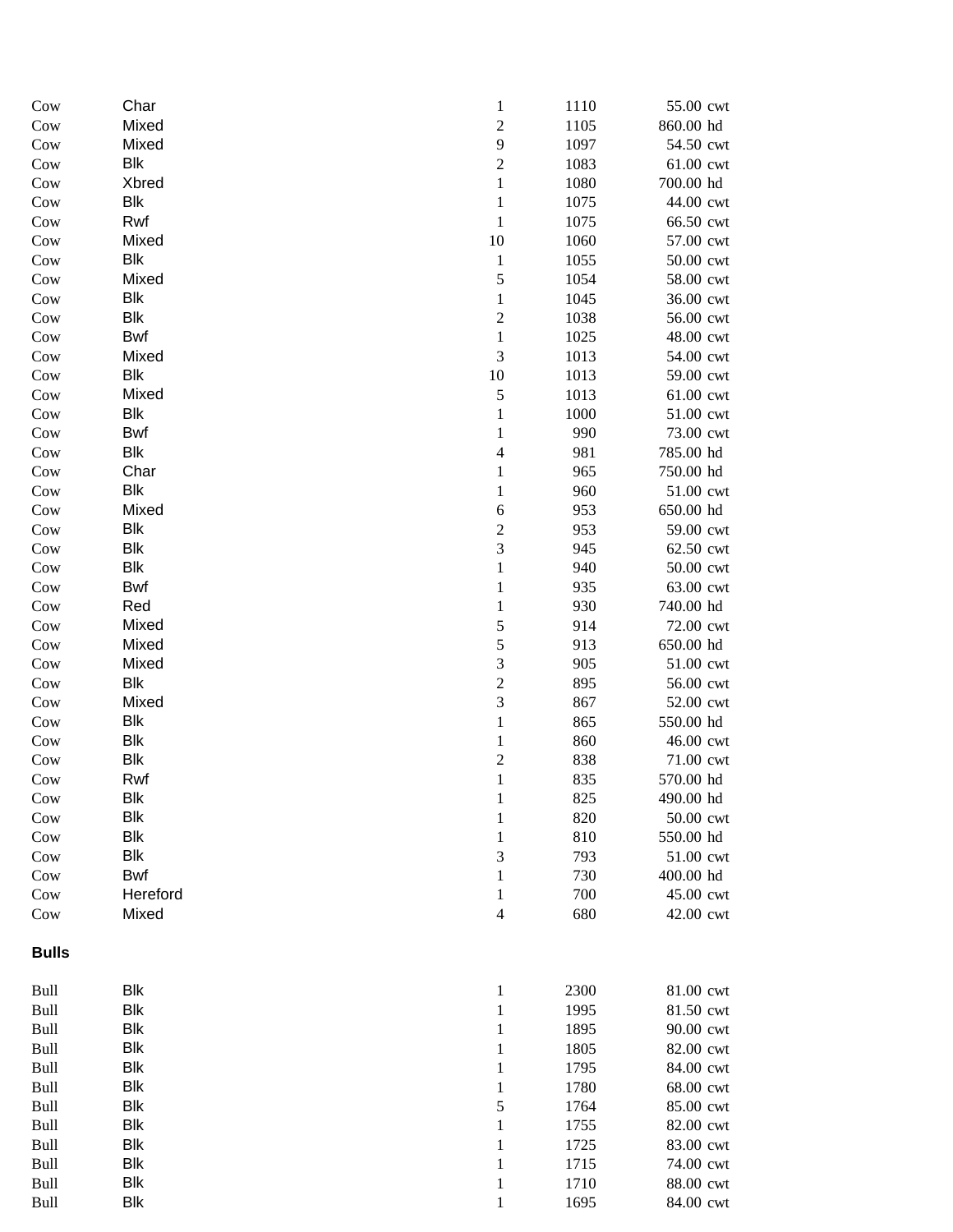| | | | | | |
|---|---|---|---|---|---|
| Cow | Char | 1 | 1110 | 55.00 | cwt |
| Cow | Mixed | 2 | 1105 | 860.00 | hd |
| Cow | Mixed | 9 | 1097 | 54.50 | cwt |
| Cow | Blk | 2 | 1083 | 61.00 | cwt |
| Cow | Xbred | 1 | 1080 | 700.00 | hd |
| Cow | Blk | 1 | 1075 | 44.00 | cwt |
| Cow | Rwf | 1 | 1075 | 66.50 | cwt |
| Cow | Mixed | 10 | 1060 | 57.00 | cwt |
| Cow | Blk | 1 | 1055 | 50.00 | cwt |
| Cow | Mixed | 5 | 1054 | 58.00 | cwt |
| Cow | Blk | 1 | 1045 | 36.00 | cwt |
| Cow | Blk | 2 | 1038 | 56.00 | cwt |
| Cow | Bwf | 1 | 1025 | 48.00 | cwt |
| Cow | Mixed | 3 | 1013 | 54.00 | cwt |
| Cow | Blk | 10 | 1013 | 59.00 | cwt |
| Cow | Mixed | 5 | 1013 | 61.00 | cwt |
| Cow | Blk | 1 | 1000 | 51.00 | cwt |
| Cow | Bwf | 1 | 990 | 73.00 | cwt |
| Cow | Blk | 4 | 981 | 785.00 | hd |
| Cow | Char | 1 | 965 | 750.00 | hd |
| Cow | Blk | 1 | 960 | 51.00 | cwt |
| Cow | Mixed | 6 | 953 | 650.00 | hd |
| Cow | Blk | 2 | 953 | 59.00 | cwt |
| Cow | Blk | 3 | 945 | 62.50 | cwt |
| Cow | Blk | 1 | 940 | 50.00 | cwt |
| Cow | Bwf | 1 | 935 | 63.00 | cwt |
| Cow | Red | 1 | 930 | 740.00 | hd |
| Cow | Mixed | 5 | 914 | 72.00 | cwt |
| Cow | Mixed | 5 | 913 | 650.00 | hd |
| Cow | Mixed | 3 | 905 | 51.00 | cwt |
| Cow | Blk | 2 | 895 | 56.00 | cwt |
| Cow | Mixed | 3 | 867 | 52.00 | cwt |
| Cow | Blk | 1 | 865 | 550.00 | hd |
| Cow | Blk | 1 | 860 | 46.00 | cwt |
| Cow | Blk | 2 | 838 | 71.00 | cwt |
| Cow | Rwf | 1 | 835 | 570.00 | hd |
| Cow | Blk | 1 | 825 | 490.00 | hd |
| Cow | Blk | 1 | 820 | 50.00 | cwt |
| Cow | Blk | 1 | 810 | 550.00 | hd |
| Cow | Blk | 3 | 793 | 51.00 | cwt |
| Cow | Bwf | 1 | 730 | 400.00 | hd |
| Cow | Hereford | 1 | 700 | 45.00 | cwt |
| Cow | Mixed | 4 | 680 | 42.00 | cwt |

**Bulls**

| | | | | | |
|---|---|---|---|---|---|
| Bull | Blk | 1 | 2300 | 81.00 | cwt |
| Bull | Blk | 1 | 1995 | 81.50 | cwt |
| Bull | Blk | 1 | 1895 | 90.00 | cwt |
| Bull | Blk | 1 | 1805 | 82.00 | cwt |
| Bull | Blk | 1 | 1795 | 84.00 | cwt |
| Bull | Blk | 1 | 1780 | 68.00 | cwt |
| Bull | Blk | 5 | 1764 | 85.00 | cwt |
| Bull | Blk | 1 | 1755 | 82.00 | cwt |
| Bull | Blk | 1 | 1725 | 83.00 | cwt |
| Bull | Blk | 1 | 1715 | 74.00 | cwt |
| Bull | Blk | 1 | 1710 | 88.00 | cwt |
| Bull | Blk | 1 | 1695 | 84.00 | cwt |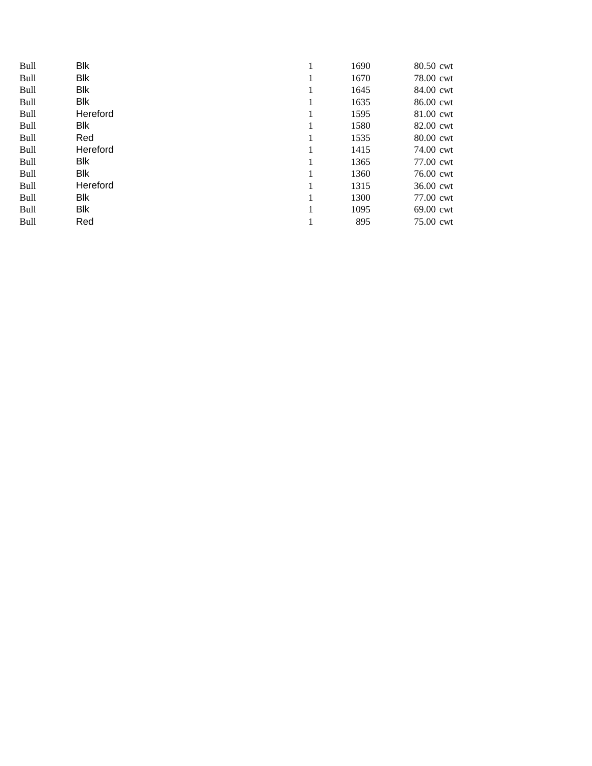| | | | | | |
|---|---|---|---|---|---|
| Bull | Blk | 1 | 1690 | 80.50 | cwt |
| Bull | Blk | 1 | 1670 | 78.00 | cwt |
| Bull | Blk | 1 | 1645 | 84.00 | cwt |
| Bull | Blk | 1 | 1635 | 86.00 | cwt |
| Bull | Hereford | 1 | 1595 | 81.00 | cwt |
| Bull | Blk | 1 | 1580 | 82.00 | cwt |
| Bull | Red | 1 | 1535 | 80.00 | cwt |
| Bull | Hereford | 1 | 1415 | 74.00 | cwt |
| Bull | Blk | 1 | 1365 | 77.00 | cwt |
| Bull | Blk | 1 | 1360 | 76.00 | cwt |
| Bull | Hereford | 1 | 1315 | 36.00 | cwt |
| Bull | Blk | 1 | 1300 | 77.00 | cwt |
| Bull | Blk | 1 | 1095 | 69.00 | cwt |
| Bull | Red | 1 | 895 | 75.00 | cwt |